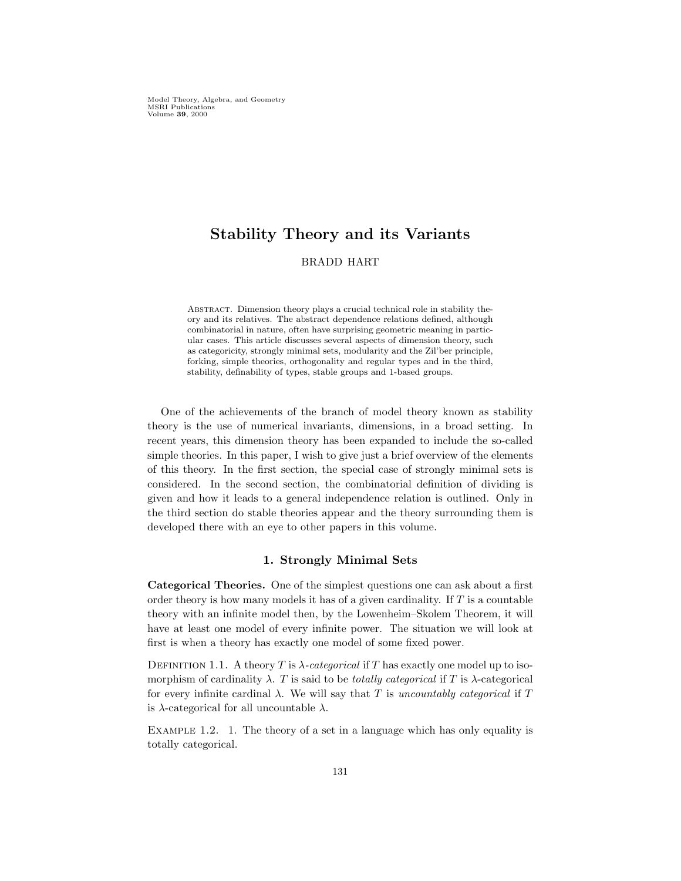Model Theory, Algebra, and Geometry
MSRI Publications
Volume **39**, 2000

# Stability Theory and its Variants

BRADD HART

Abstract. Dimension theory plays a crucial technical role in stability theory and its relatives. The abstract dependence relations defined, although combinatorial in nature, often have surprising geometric meaning in particular cases. This article discusses several aspects of dimension theory, such as categoricity, strongly minimal sets, modularity and the Zil'ber principle, forking, simple theories, orthogonality and regular types and in the third, stability, definability of types, stable groups and 1-based groups.

One of the achievements of the branch of model theory known as stability theory is the use of numerical invariants, dimensions, in a broad setting. In recent years, this dimension theory has been expanded to include the so-called simple theories. In this paper, I wish to give just a brief overview of the elements of this theory. In the first section, the special case of strongly minimal sets is considered. In the second section, the combinatorial definition of dividing is given and how it leads to a general independence relation is outlined. Only in the third section do stable theories appear and the theory surrounding them is developed there with an eye to other papers in this volume.

## 1. Strongly Minimal Sets

**Categorical Theories.** One of the simplest questions one can ask about a first order theory is how many models it has of a given cardinality. If $T$ is a countable theory with an infinite model then, by the Lowenheim–Skolem Theorem, it will have at least one model of every infinite power. The situation we will look at first is when a theory has exactly one model of some fixed power.

Definition 1.1. A theory $T$ is *$\lambda$-categorical* if $T$ has exactly one model up to isomorphism of cardinality $\lambda$. $T$ is said to be *totally categorical* if $T$ is $\lambda$-categorical for every infinite cardinal $\lambda$. We will say that $T$ is *uncountably categorical* if $T$ is $\lambda$-categorical for all uncountable $\lambda$.

Example 1.2. 1. The theory of a set in a language which has only equality is totally categorical.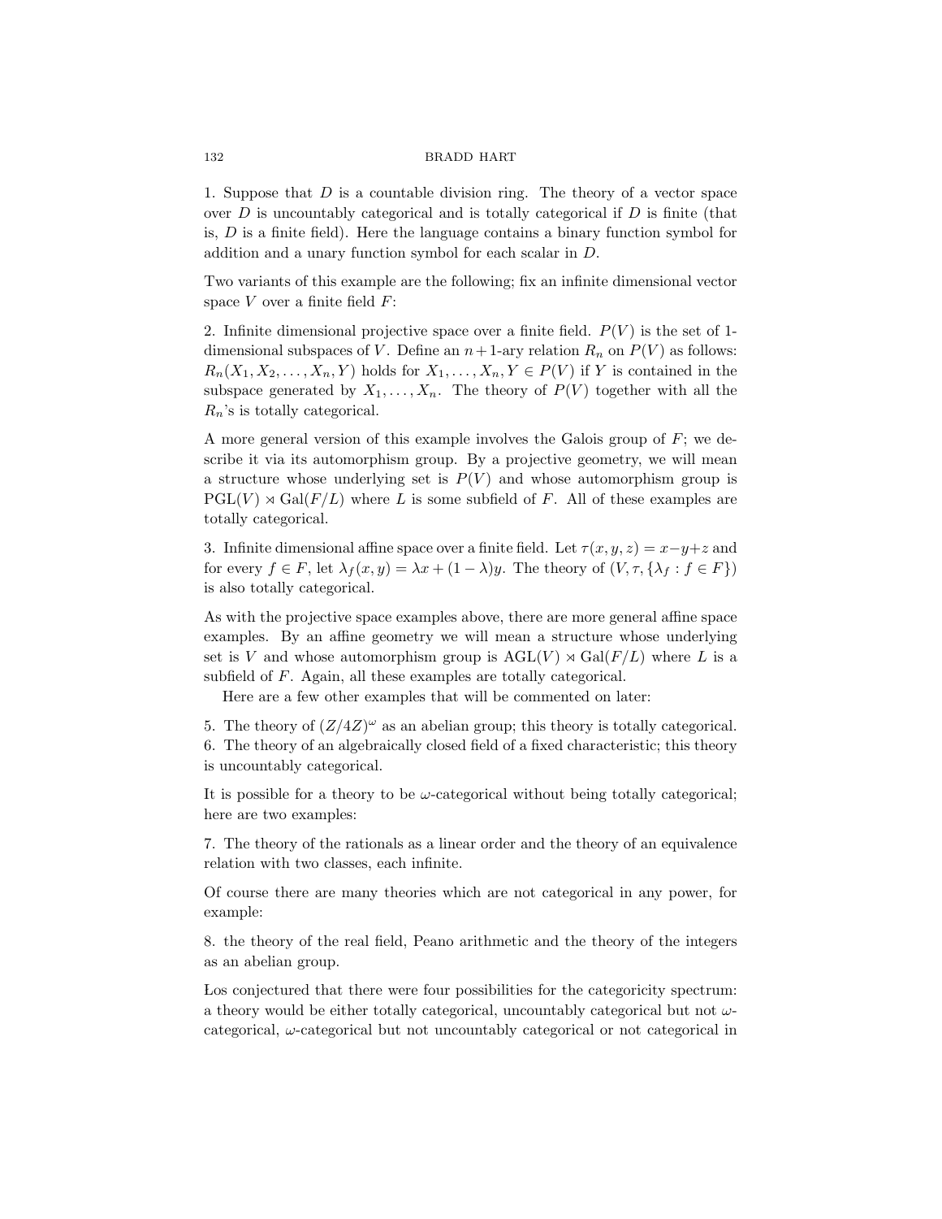1. Suppose that $D$ is a countable division ring. The theory of a vector space over $D$ is uncountably categorical and is totally categorical if $D$ is finite (that is, $D$ is a finite field). Here the language contains a binary function symbol for addition and a unary function symbol for each scalar in $D$.

Two variants of this example are the following; fix an infinite dimensional vector space $V$ over a finite field $F$:

2. Infinite dimensional projective space over a finite field. $P(V)$ is the set of 1-dimensional subspaces of $V$. Define an $n+1$-ary relation $R_n$ on $P(V)$ as follows: $R_n(X_1, X_2, \ldots, X_n, Y)$ holds for $X_1, \ldots, X_n, Y \in P(V)$ if $Y$ is contained in the subspace generated by $X_1, \ldots, X_n$. The theory of $P(V)$ together with all the $R_n$'s is totally categorical.

A more general version of this example involves the Galois group of $F$; we describe it via its automorphism group. By a projective geometry, we will mean a structure whose underlying set is $P(V)$ and whose automorphism group is $\mathrm{PGL}(V) \rtimes \mathrm{Gal}(F/L)$ where $L$ is some subfield of $F$. All of these examples are totally categorical.

3. Infinite dimensional affine space over a finite field. Let $\tau(x, y, z) = x - y + z$ and for every $f \in F$, let $\lambda_f(x, y) = \lambda x + (1 - \lambda)y$. The theory of $(V, \tau, \{\lambda_f : f \in F\})$ is also totally categorical.

As with the projective space examples above, there are more general affine space examples. By an affine geometry we will mean a structure whose underlying set is $V$ and whose automorphism group is $\mathrm{AGL}(V) \rtimes \mathrm{Gal}(F/L)$ where $L$ is a subfield of $F$. Again, all these examples are totally categorical.

Here are a few other examples that will be commented on later:

5. The theory of $(Z/4Z)^\omega$ as an abelian group; this theory is totally categorical.
6. The theory of an algebraically closed field of a fixed characteristic; this theory is uncountably categorical.

It is possible for a theory to be $\omega$-categorical without being totally categorical; here are two examples:

7. The theory of the rationals as a linear order and the theory of an equivalence relation with two classes, each infinite.

Of course there are many theories which are not categorical in any power, for example:

8. the theory of the real field, Peano arithmetic and the theory of the integers as an abelian group.

Los conjectured that there were four possibilities for the categoricity spectrum: a theory would be either totally categorical, uncountably categorical but not $\omega$-categorical, $\omega$-categorical but not uncountably categorical or not categorical in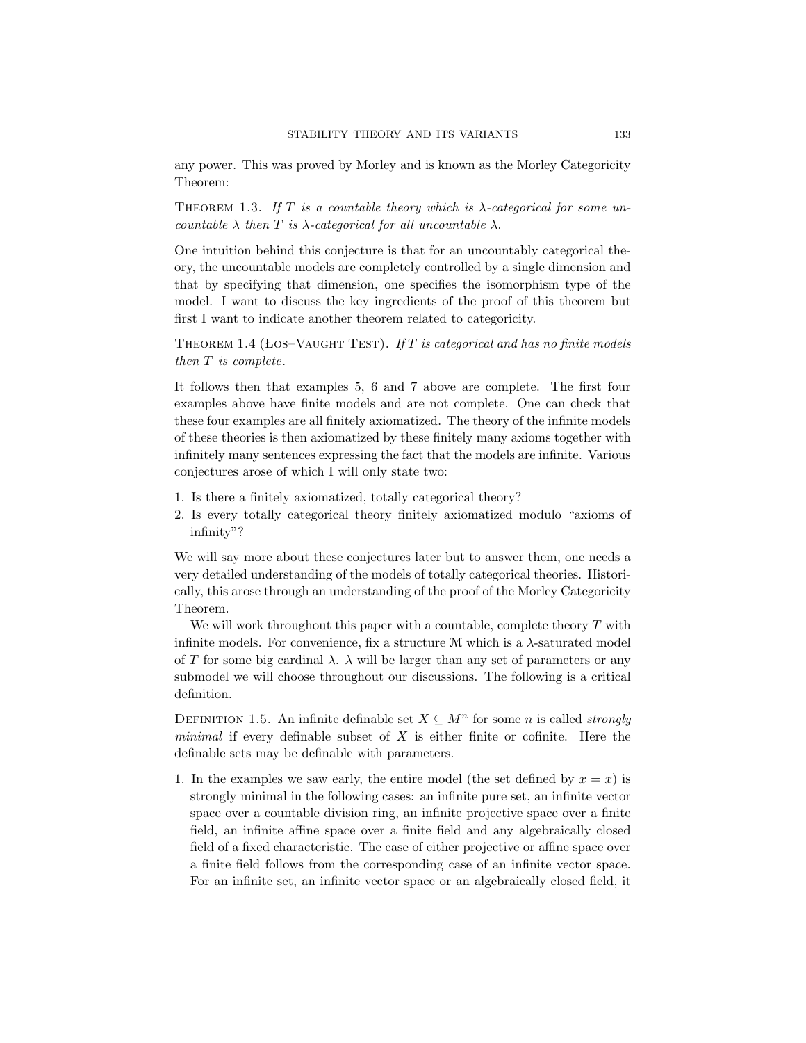any power. This was proved by Morley and is known as the Morley Categoricity Theorem:

Theorem 1.3. *If $T$ is a countable theory which is $\lambda$-categorical for some uncountable $\lambda$ then $T$ is $\lambda$-categorical for all uncountable $\lambda$.*

One intuition behind this conjecture is that for an uncountably categorical theory, the uncountable models are completely controlled by a single dimension and that by specifying that dimension, one specifies the isomorphism type of the model. I want to discuss the key ingredients of the proof of this theorem but first I want to indicate another theorem related to categoricity.

Theorem 1.4 (Los–Vaught Test). *If $T$ is categorical and has no finite models then $T$ is complete.*

It follows then that examples 5, 6 and 7 above are complete. The first four examples above have finite models and are not complete. One can check that these four examples are all finitely axiomatized. The theory of the infinite models of these theories is then axiomatized by these finitely many axioms together with infinitely many sentences expressing the fact that the models are infinite. Various conjectures arose of which I will only state two:

1. Is there a finitely axiomatized, totally categorical theory?
2. Is every totally categorical theory finitely axiomatized modulo "axioms of infinity"?

We will say more about these conjectures later but to answer them, one needs a very detailed understanding of the models of totally categorical theories. Historically, this arose through an understanding of the proof of the Morley Categoricity Theorem.

We will work throughout this paper with a countable, complete theory $T$ with infinite models. For convenience, fix a structure $\mathcal{M}$ which is a $\lambda$-saturated model of $T$ for some big cardinal $\lambda$. $\lambda$ will be larger than any set of parameters or any submodel we will choose throughout our discussions. The following is a critical definition.

Definition 1.5. An infinite definable set $X \subseteq M^n$ for some $n$ is called *strongly minimal* if every definable subset of $X$ is either finite or cofinite. Here the definable sets may be definable with parameters.

1. In the examples we saw early, the entire model (the set defined by $x = x$) is strongly minimal in the following cases: an infinite pure set, an infinite vector space over a countable division ring, an infinite projective space over a finite field, an infinite affine space over a finite field and any algebraically closed field of a fixed characteristic. The case of either projective or affine space over a finite field follows from the corresponding case of an infinite vector space. For an infinite set, an infinite vector space or an algebraically closed field, it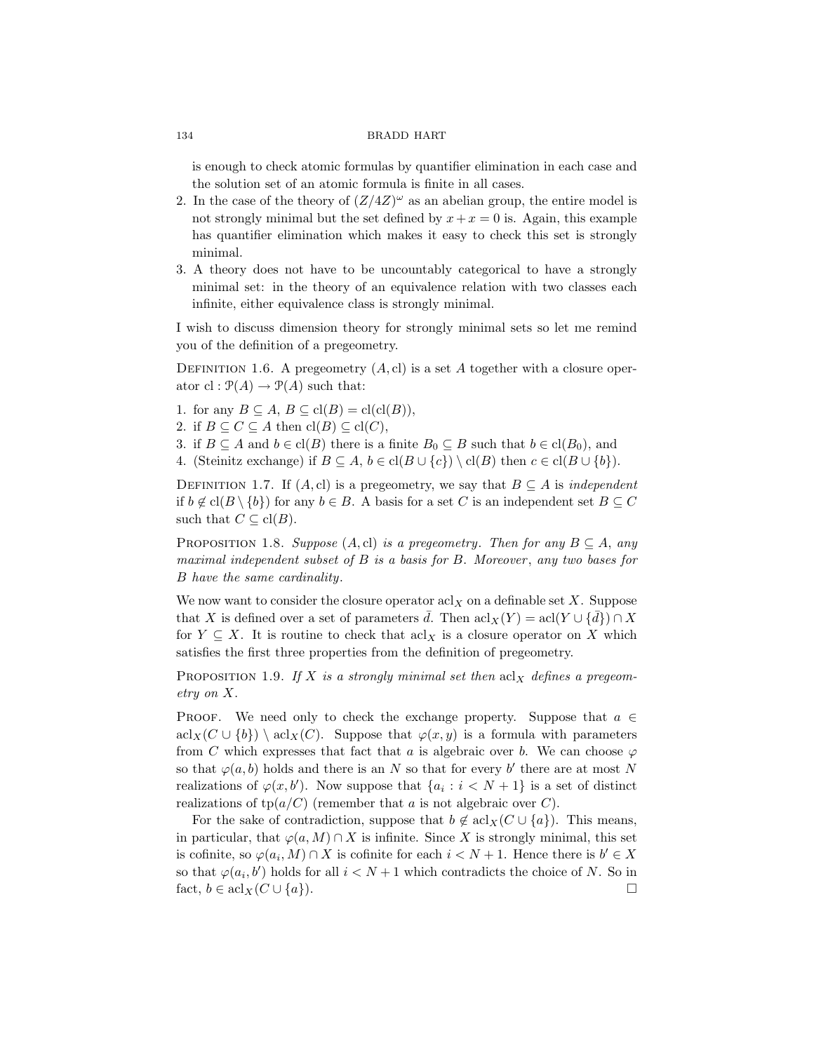is enough to check atomic formulas by quantifier elimination in each case and the solution set of an atomic formula is finite in all cases.

2. In the case of the theory of $(Z/4Z)^\omega$ as an abelian group, the entire model is not strongly minimal but the set defined by $x + x = 0$ is. Again, this example has quantifier elimination which makes it easy to check this set is strongly minimal.
3. A theory does not have to be uncountably categorical to have a strongly minimal set: in the theory of an equivalence relation with two classes each infinite, either equivalence class is strongly minimal.

I wish to discuss dimension theory for strongly minimal sets so let me remind you of the definition of a pregeometry.

Definition 1.6. A pregeometry $(A, \mathrm{cl})$ is a set $A$ together with a closure operator $\mathrm{cl} : \mathcal{P}(A) \to \mathcal{P}(A)$ such that:

1. for any $B \subseteq A$, $B \subseteq \mathrm{cl}(B) = \mathrm{cl}(\mathrm{cl}(B))$,
2. if $B \subseteq C \subseteq A$ then $\mathrm{cl}(B) \subseteq \mathrm{cl}(C)$,
3. if $B \subseteq A$ and $b \in \mathrm{cl}(B)$ there is a finite $B_0 \subseteq B$ such that $b \in \mathrm{cl}(B_0)$, and
4. (Steinitz exchange) if $B \subseteq A$, $b \in \mathrm{cl}(B \cup \{c\}) \setminus \mathrm{cl}(B)$ then $c \in \mathrm{cl}(B \cup \{b\})$.

Definition 1.7. If $(A, \mathrm{cl})$ is a pregeometry, we say that $B \subseteq A$ is *independent* if $b \notin \mathrm{cl}(B \setminus \{b\})$ for any $b \in B$. A basis for a set $C$ is an independent set $B \subseteq C$ such that $C \subseteq \mathrm{cl}(B)$.

Proposition 1.8. *Suppose $(A, \mathrm{cl})$ is a pregeometry. Then for any $B \subseteq A$, any maximal independent subset of $B$ is a basis for $B$. Moreover, any two bases for $B$ have the same cardinality.*

We now want to consider the closure operator $\mathrm{acl}_X$ on a definable set $X$. Suppose that $X$ is defined over a set of parameters $\bar{d}$. Then $\mathrm{acl}_X(Y) = \mathrm{acl}(Y \cup \{\bar{d}\}) \cap X$ for $Y \subseteq X$. It is routine to check that $\mathrm{acl}_X$ is a closure operator on $X$ which satisfies the first three properties from the definition of pregeometry.

Proposition 1.9. *If $X$ is a strongly minimal set then $\mathrm{acl}_X$ defines a pregeometry on $X$.*

Proof. We need only to check the exchange property. Suppose that $a \in \mathrm{acl}_X(C \cup \{b\}) \setminus \mathrm{acl}_X(C)$. Suppose that $\varphi(x, y)$ is a formula with parameters from $C$ which expresses that fact that $a$ is algebraic over $b$. We can choose $\varphi$ so that $\varphi(a, b)$ holds and there is an $N$ so that for every $b'$ there are at most $N$ realizations of $\varphi(x, b')$. Now suppose that $\{a_i : i < N + 1\}$ is a set of distinct realizations of $\mathrm{tp}(a/C)$ (remember that $a$ is not algebraic over $C$).

For the sake of contradiction, suppose that $b \notin \mathrm{acl}_X(C \cup \{a\})$. This means, in particular, that $\varphi(a, M) \cap X$ is infinite. Since $X$ is strongly minimal, this set is cofinite, so $\varphi(a_i, M) \cap X$ is cofinite for each $i < N + 1$. Hence there is $b' \in X$ so that $\varphi(a_i, b')$ holds for all $i < N + 1$ which contradicts the choice of $N$. So in fact, $b \in \mathrm{acl}_X(C \cup \{a\})$. $\square$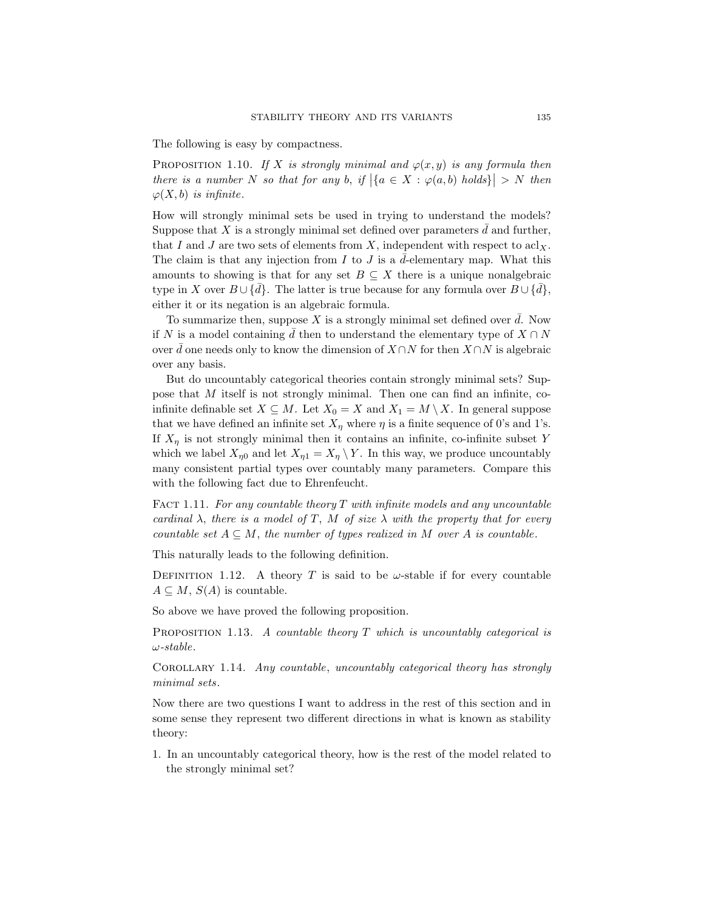The following is easy by compactness.

PROPOSITION 1.10. *If $X$ is strongly minimal and $\varphi(x, y)$ is any formula then there is a number $N$ so that for any $b$, if $\left|\{a \in X : \varphi(a, b) \text{ holds}\}\right| > N$ then $\varphi(X, b)$ is infinite.*

How will strongly minimal sets be used in trying to understand the models? Suppose that $X$ is a strongly minimal set defined over parameters $\bar{d}$ and further, that $I$ and $J$ are two sets of elements from $X$, independent with respect to $\mathrm{acl}_X$. The claim is that any injection from $I$ to $J$ is a $\bar{d}$-elementary map. What this amounts to showing is that for any set $B \subseteq X$ there is a unique nonalgebraic type in $X$ over $B \cup \{\bar{d}\}$. The latter is true because for any formula over $B \cup \{\bar{d}\}$, either it or its negation is an algebraic formula.

To summarize then, suppose $X$ is a strongly minimal set defined over $\bar{d}$. Now if $N$ is a model containing $\bar{d}$ then to understand the elementary type of $X \cap N$ over $\bar{d}$ one needs only to know the dimension of $X \cap N$ for then $X \cap N$ is algebraic over any basis.

But do uncountably categorical theories contain strongly minimal sets? Suppose that $M$ itself is not strongly minimal. Then one can find an infinite, co-infinite definable set $X \subseteq M$. Let $X_0 = X$ and $X_1 = M \setminus X$. In general suppose that we have defined an infinite set $X_\eta$ where $\eta$ is a finite sequence of 0's and 1's. If $X_\eta$ is not strongly minimal then it contains an infinite, co-infinite subset $Y$ which we label $X_{\eta 0}$ and let $X_{\eta 1} = X_\eta \setminus Y$. In this way, we produce uncountably many consistent partial types over countably many parameters. Compare this with the following fact due to Ehrenfeucht.

FACT 1.11. *For any countable theory $T$ with infinite models and any uncountable cardinal $\lambda$, there is a model of $T$, $M$ of size $\lambda$ with the property that for every countable set $A \subseteq M$, the number of types realized in $M$ over $A$ is countable.*

This naturally leads to the following definition.

DEFINITION 1.12. A theory $T$ is said to be $\omega$-stable if for every countable $A \subseteq M$, $S(A)$ is countable.

So above we have proved the following proposition.

PROPOSITION 1.13. *A countable theory $T$ which is uncountably categorical is $\omega$-stable.*

COROLLARY 1.14. *Any countable, uncountably categorical theory has strongly minimal sets.*

Now there are two questions I want to address in the rest of this section and in some sense they represent two different directions in what is known as stability theory:

1. In an uncountably categorical theory, how is the rest of the model related to the strongly minimal set?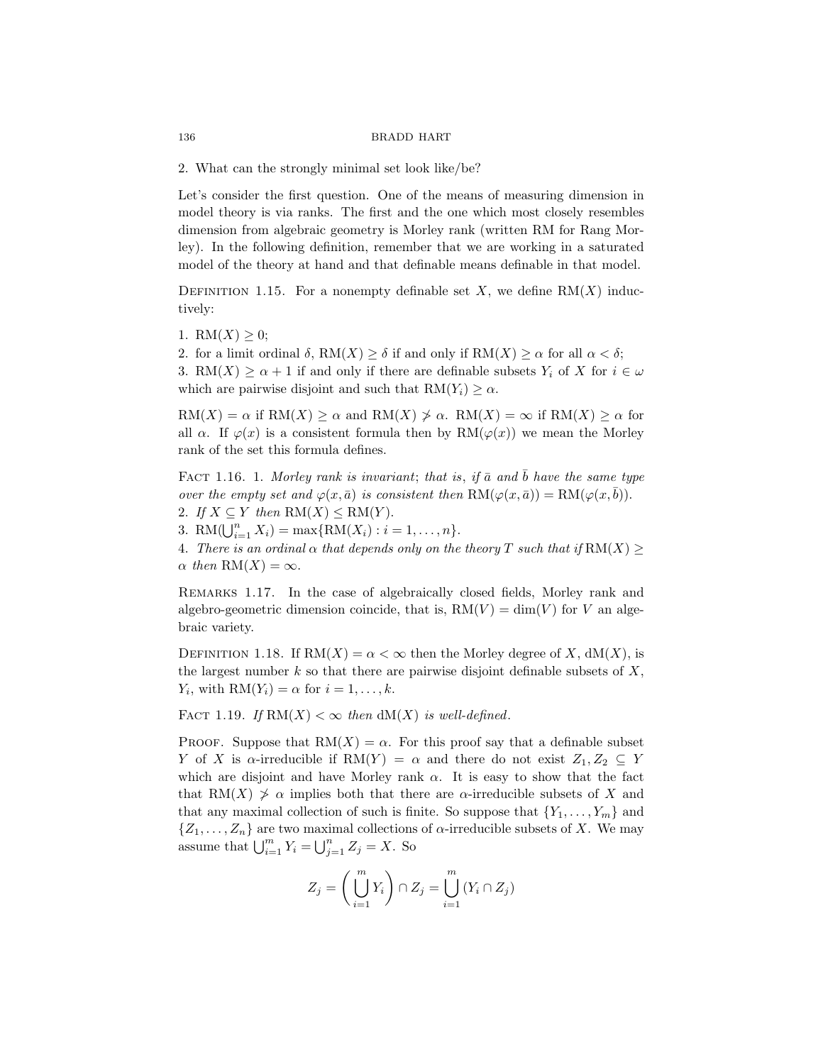2. What can the strongly minimal set look like/be?

Let's consider the first question. One of the means of measuring dimension in model theory is via ranks. The first and the one which most closely resembles dimension from algebraic geometry is Morley rank (written RM for Rang Morley). In the following definition, remember that we are working in a saturated model of the theory at hand and that definable means definable in that model.

DEFINITION 1.15. For a nonempty definable set $X$, we define $\mathrm{RM}(X)$ inductively:

1. $\mathrm{RM}(X) \geq 0$;
2. for a limit ordinal $\delta$, $\mathrm{RM}(X) \geq \delta$ if and only if $\mathrm{RM}(X) \geq \alpha$ for all $\alpha < \delta$;
3. $\mathrm{RM}(X) \geq \alpha + 1$ if and only if there are definable subsets $Y_i$ of $X$ for $i \in \omega$ which are pairwise disjoint and such that $\mathrm{RM}(Y_i) \geq \alpha$.

$\mathrm{RM}(X) = \alpha$ if $\mathrm{RM}(X) \geq \alpha$ and $\mathrm{RM}(X) \not\geq \alpha$. $\mathrm{RM}(X) = \infty$ if $\mathrm{RM}(X) \geq \alpha$ for all $\alpha$. If $\varphi(x)$ is a consistent formula then by $\mathrm{RM}(\varphi(x))$ we mean the Morley rank of the set this formula defines.

FACT 1.16. 1. *Morley rank is invariant; that is, if $\bar{a}$ and $\bar{b}$ have the same type over the empty set and $\varphi(x, \bar{a})$ is consistent then* $\mathrm{RM}(\varphi(x, \bar{a})) = \mathrm{RM}(\varphi(x, \bar{b}))$.
2. *If $X \subseteq Y$ then* $\mathrm{RM}(X) \leq \mathrm{RM}(Y)$.
3. $\mathrm{RM}(\bigcup_{i=1}^{n} X_i) = \max\{\mathrm{RM}(X_i) : i = 1, \ldots, n\}$.
4. *There is an ordinal $\alpha$ that depends only on the theory $T$ such that if* $\mathrm{RM}(X) \geq \alpha$ *then* $\mathrm{RM}(X) = \infty$.

REMARKS 1.17. In the case of algebraically closed fields, Morley rank and algebro-geometric dimension coincide, that is, $\mathrm{RM}(V) = \dim(V)$ for $V$ an algebraic variety.

DEFINITION 1.18. If $\mathrm{RM}(X) = \alpha < \infty$ then the Morley degree of $X$, $\mathrm{dM}(X)$, is the largest number $k$ so that there are pairwise disjoint definable subsets of $X$, $Y_i$, with $\mathrm{RM}(Y_i) = \alpha$ for $i = 1, \ldots, k$.

FACT 1.19. *If* $\mathrm{RM}(X) < \infty$ *then* $\mathrm{dM}(X)$ *is well-defined.*

PROOF. Suppose that $\mathrm{RM}(X) = \alpha$. For this proof say that a definable subset $Y$ of $X$ is $\alpha$-irreducible if $\mathrm{RM}(Y) = \alpha$ and there do not exist $Z_1, Z_2 \subseteq Y$ which are disjoint and have Morley rank $\alpha$. It is easy to show that the fact that $\mathrm{RM}(X) \not\geq \alpha$ implies both that there are $\alpha$-irreducible subsets of $X$ and that any maximal collection of such is finite. So suppose that $\{Y_1, \ldots, Y_m\}$ and $\{Z_1, \ldots, Z_n\}$ are two maximal collections of $\alpha$-irreducible subsets of $X$. We may assume that $\bigcup_{i=1}^{m} Y_i = \bigcup_{j=1}^{n} Z_j = X$. So

$$Z_j = \left(\bigcup_{i=1}^{m} Y_i\right) \cap Z_j = \bigcup_{i=1}^{m} (Y_i \cap Z_j)$$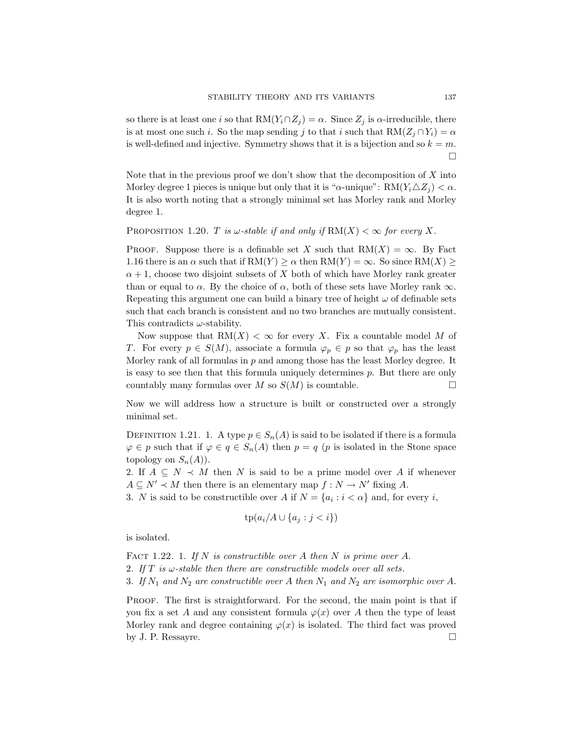so there is at least one $i$ so that $\mathrm{RM}(Y_i \cap Z_j) = \alpha$. Since $Z_j$ is $\alpha$-irreducible, there is at most one such $i$. So the map sending $j$ to that $i$ such that $\mathrm{RM}(Z_j \cap Y_i) = \alpha$ is well-defined and injective. Symmetry shows that it is a bijection and so $k = m$. □

Note that in the previous proof we don't show that the decomposition of $X$ into Morley degree 1 pieces is unique but only that it is "$\alpha$-unique": $\mathrm{RM}(Y_i \triangle Z_j) < \alpha$. It is also worth noting that a strongly minimal set has Morley rank and Morley degree 1.

**Proposition 1.20.** *$T$ is $\omega$-stable if and only if $\mathrm{RM}(X) < \infty$ for every $X$.*

**Proof.** Suppose there is a definable set $X$ such that $\mathrm{RM}(X) = \infty$. By Fact 1.16 there is an $\alpha$ such that if $\mathrm{RM}(Y) \geq \alpha$ then $\mathrm{RM}(Y) = \infty$. So since $\mathrm{RM}(X) \geq \alpha + 1$, choose two disjoint subsets of $X$ both of which have Morley rank greater than or equal to $\alpha$. By the choice of $\alpha$, both of these sets have Morley rank $\infty$. Repeating this argument one can build a binary tree of height $\omega$ of definable sets such that each branch is consistent and no two branches are mutually consistent. This contradicts $\omega$-stability.

Now suppose that $\mathrm{RM}(X) < \infty$ for every $X$. Fix a countable model $M$ of $T$. For every $p \in S(M)$, associate a formula $\varphi_p \in p$ so that $\varphi_p$ has the least Morley rank of all formulas in $p$ and among those has the least Morley degree. It is easy to see then that this formula uniquely determines $p$. But there are only countably many formulas over $M$ so $S(M)$ is countable. □

Now we will address how a structure is built or constructed over a strongly minimal set.

**Definition 1.21.** 1. A type $p \in S_n(A)$ is said to be isolated if there is a formula $\varphi \in p$ such that if $\varphi \in q \in S_n(A)$ then $p = q$ ($p$ is isolated in the Stone space topology on $S_n(A)$).
2. If $A \subseteq N \prec M$ then $N$ is said to be a prime model over $A$ if whenever $A \subseteq N' \prec M$ then there is an elementary map $f : N \to N'$ fixing $A$.
3. $N$ is said to be constructible over $A$ if $N = \{a_i : i < \alpha\}$ and, for every $i$,

$$\mathrm{tp}(a_i / A \cup \{a_j : j < i\})$$

is isolated.

**Fact 1.22.** 1. *If $N$ is constructible over $A$ then $N$ is prime over $A$.*
2. *If $T$ is $\omega$-stable then there are constructible models over all sets.*
3. *If $N_1$ and $N_2$ are constructible over $A$ then $N_1$ and $N_2$ are isomorphic over $A$.*

**Proof.** The first is straightforward. For the second, the main point is that if you fix a set $A$ and any consistent formula $\varphi(x)$ over $A$ then the type of least Morley rank and degree containing $\varphi(x)$ is isolated. The third fact was proved by J. P. Ressayre. □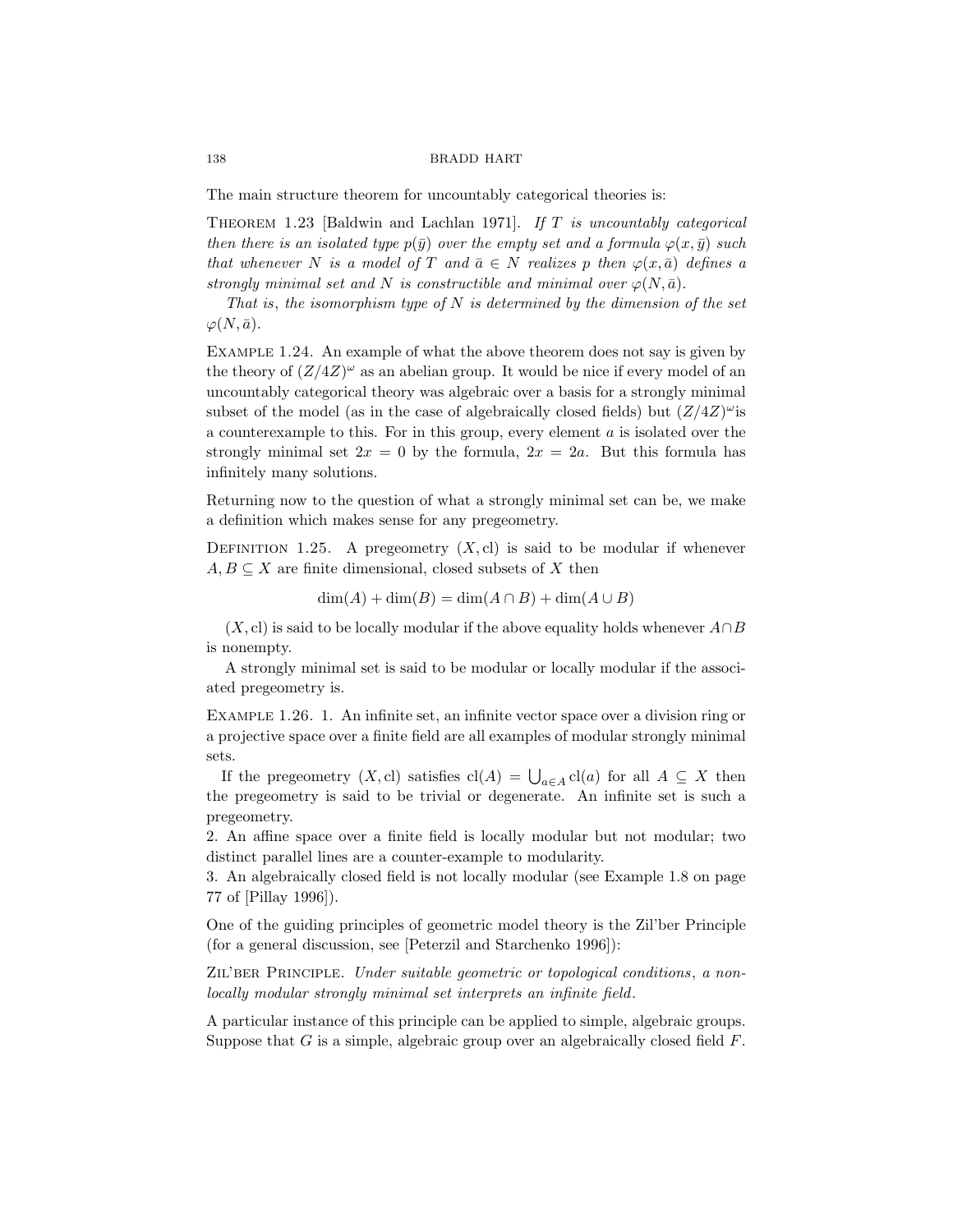The main structure theorem for uncountably categorical theories is:

THEOREM 1.23 [Baldwin and Lachlan 1971]. *If $T$ is uncountably categorical then there is an isolated type $p(\bar{y})$ over the empty set and a formula $\varphi(x, \bar{y})$ such that whenever $N$ is a model of $T$ and $\bar{a} \in N$ realizes $p$ then $\varphi(x, \bar{a})$ defines a strongly minimal set and $N$ is constructible and minimal over $\varphi(N, \bar{a})$.*

*That is, the isomorphism type of $N$ is determined by the dimension of the set $\varphi(N, \bar{a})$.*

EXAMPLE 1.24. An example of what the above theorem does not say is given by the theory of $(Z/4Z)^{\omega}$ as an abelian group. It would be nice if every model of an uncountably categorical theory was algebraic over a basis for a strongly minimal subset of the model (as in the case of algebraically closed fields) but $(Z/4Z)^{\omega}$is a counterexample to this. For in this group, every element $a$ is isolated over the strongly minimal set $2x = 0$ by the formula, $2x = 2a$. But this formula has infinitely many solutions.

Returning now to the question of what a strongly minimal set can be, we make a definition which makes sense for any pregeometry.

DEFINITION 1.25. A pregeometry $(X, \mathrm{cl})$ is said to be modular if whenever $A, B \subseteq X$ are finite dimensional, closed subsets of $X$ then

$$\dim(A) + \dim(B) = \dim(A \cap B) + \dim(A \cup B)$$

$(X, \mathrm{cl})$ is said to be locally modular if the above equality holds whenever $A \cap B$ is nonempty.

A strongly minimal set is said to be modular or locally modular if the associated pregeometry is.

EXAMPLE 1.26. 1. An infinite set, an infinite vector space over a division ring or a projective space over a finite field are all examples of modular strongly minimal sets.

If the pregeometry $(X, \mathrm{cl})$ satisfies $\mathrm{cl}(A) = \bigcup_{a \in A} \mathrm{cl}(a)$ for all $A \subseteq X$ then the pregeometry is said to be trivial or degenerate. An infinite set is such a pregeometry.

2. An affine space over a finite field is locally modular but not modular; two distinct parallel lines are a counter-example to modularity.

3. An algebraically closed field is not locally modular (see Example 1.8 on page 77 of [Pillay 1996]).

One of the guiding principles of geometric model theory is the Zil'ber Principle (for a general discussion, see [Peterzil and Starchenko 1996]):

ZIL'BER PRINCIPLE. *Under suitable geometric or topological conditions, a non-locally modular strongly minimal set interprets an infinite field.*

A particular instance of this principle can be applied to simple, algebraic groups. Suppose that $G$ is a simple, algebraic group over an algebraically closed field $F$.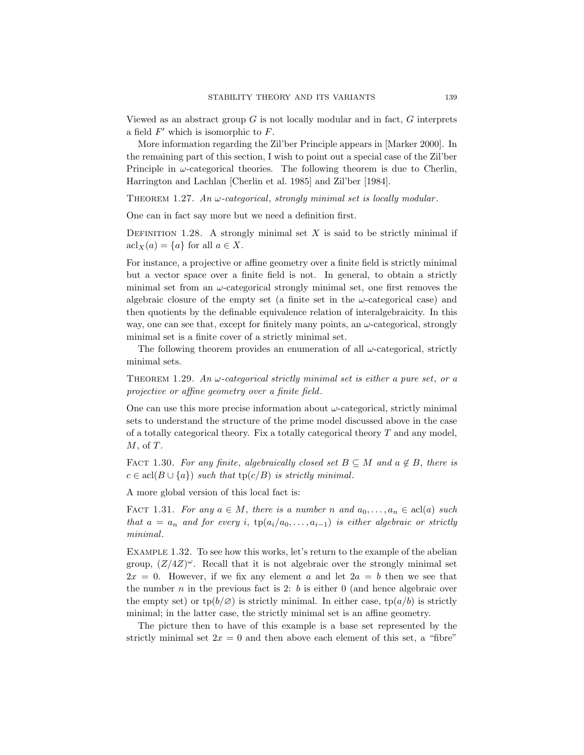Viewed as an abstract group $G$ is not locally modular and in fact, $G$ interprets a field $F'$ which is isomorphic to $F$.

More information regarding the Zil'ber Principle appears in [Marker 2000]. In the remaining part of this section, I wish to point out a special case of the Zil'ber Principle in $\omega$-categorical theories. The following theorem is due to Cherlin, Harrington and Lachlan [Cherlin et al. 1985] and Zil'ber [1984].

Theorem 1.27. *An $\omega$-categorical, strongly minimal set is locally modular.*

One can in fact say more but we need a definition first.

Definition 1.28. A strongly minimal set $X$ is said to be strictly minimal if $\mathrm{acl}_X(a) = \{a\}$ for all $a \in X$.

For instance, a projective or affine geometry over a finite field is strictly minimal but a vector space over a finite field is not. In general, to obtain a strictly minimal set from an $\omega$-categorical strongly minimal set, one first removes the algebraic closure of the empty set (a finite set in the $\omega$-categorical case) and then quotients by the definable equivalence relation of interalgebraicity. In this way, one can see that, except for finitely many points, an $\omega$-categorical, strongly minimal set is a finite cover of a strictly minimal set.

The following theorem provides an enumeration of all $\omega$-categorical, strictly minimal sets.

Theorem 1.29. *An $\omega$-categorical strictly minimal set is either a pure set, or a projective or affine geometry over a finite field.*

One can use this more precise information about $\omega$-categorical, strictly minimal sets to understand the structure of the prime model discussed above in the case of a totally categorical theory. Fix a totally categorical theory $T$ and any model, $M$, of $T$.

Fact 1.30. *For any finite, algebraically closed set $B \subseteq M$ and $a \notin B$, there is $c \in \mathrm{acl}(B \cup \{a\})$ such that $\mathrm{tp}(c/B)$ is strictly minimal.*

A more global version of this local fact is:

Fact 1.31. *For any $a \in M$, there is a number $n$ and $a_0, \ldots, a_n \in \mathrm{acl}(a)$ such that $a = a_n$ and for every $i$, $\mathrm{tp}(a_i/a_0, \ldots, a_{i-1})$ is either algebraic or strictly minimal.*

Example 1.32. To see how this works, let's return to the example of the abelian group, $(Z/4Z)^\omega$. Recall that it is not algebraic over the strongly minimal set $2x = 0$. However, if we fix any element $a$ and let $2a = b$ then we see that the number $n$ in the previous fact is 2: $b$ is either 0 (and hence algebraic over the empty set) or $\mathrm{tp}(b/\varnothing)$ is strictly minimal. In either case, $\mathrm{tp}(a/b)$ is strictly minimal; in the latter case, the strictly minimal set is an affine geometry.

The picture then to have of this example is a base set represented by the strictly minimal set $2x = 0$ and then above each element of this set, a "fibre"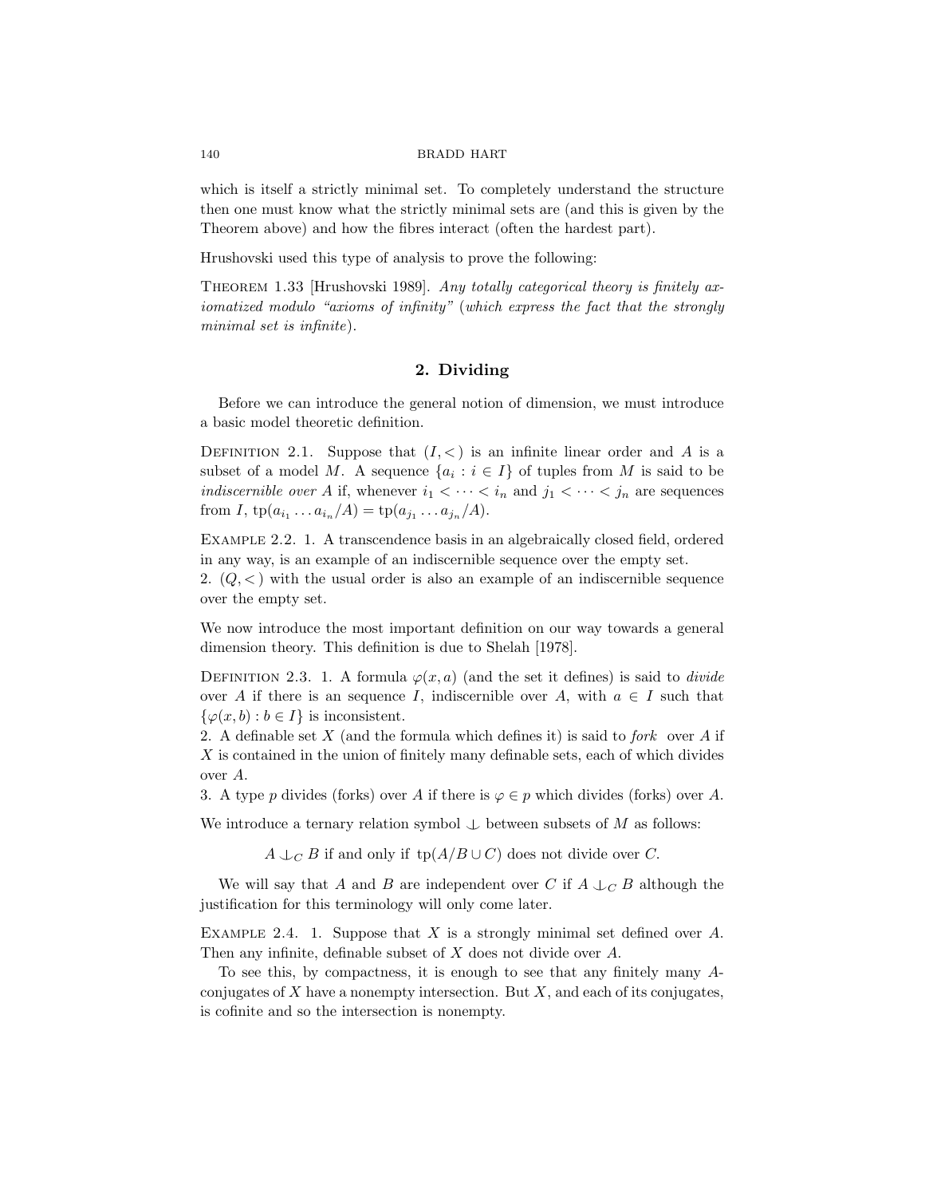which is itself a strictly minimal set. To completely understand the structure then one must know what the strictly minimal sets are (and this is given by the Theorem above) and how the fibres interact (often the hardest part).

Hrushovski used this type of analysis to prove the following:

THEOREM 1.33 [Hrushovski 1989]. *Any totally categorical theory is finitely axiomatized modulo "axioms of infinity"* (*which express the fact that the strongly minimal set is infinite*).

## 2. Dividing

Before we can introduce the general notion of dimension, we must introduce a basic model theoretic definition.

DEFINITION 2.1. Suppose that $(I, <)$ is an infinite linear order and $A$ is a subset of a model $M$. A sequence $\{a_i : i \in I\}$ of tuples from $M$ is said to be *indiscernible over* $A$ if, whenever $i_1 < \cdots < i_n$ and $j_1 < \cdots < j_n$ are sequences from $I$, $\operatorname{tp}(a_{i_1} \ldots a_{i_n}/A) = \operatorname{tp}(a_{j_1} \ldots a_{j_n}/A)$.

EXAMPLE 2.2. 1. A transcendence basis in an algebraically closed field, ordered in any way, is an example of an indiscernible sequence over the empty set.
2. $(Q, <)$ with the usual order is also an example of an indiscernible sequence over the empty set.

We now introduce the most important definition on our way towards a general dimension theory. This definition is due to Shelah [1978].

DEFINITION 2.3. 1. A formula $\varphi(x, a)$ (and the set it defines) is said to *divide* over $A$ if there is an sequence $I$, indiscernible over $A$, with $a \in I$ such that $\{\varphi(x, b) : b \in I\}$ is inconsistent.
2. A definable set $X$ (and the formula which defines it) is said to *fork* over $A$ if $X$ is contained in the union of finitely many definable sets, each of which divides over $A$.
3. A type $p$ divides (forks) over $A$ if there is $\varphi \in p$ which divides (forks) over $A$.

We introduce a ternary relation symbol $\mathop{\smile\hskip-0.9em\raise0.4ex\hbox{$\vert$}}$ between subsets of $M$ as follows:

$$A \mathop{\smile\hskip-0.9em\raise0.4ex\hbox{$\vert$}}_C B \text{ if and only if } \operatorname{tp}(A/B \cup C) \text{ does not divide over } C.$$

We will say that $A$ and $B$ are independent over $C$ if $A \mathop{\smile\hskip-0.9em\raise0.4ex\hbox{$\vert$}}_C B$ although the justification for this terminology will only come later.

EXAMPLE 2.4. 1. Suppose that $X$ is a strongly minimal set defined over $A$. Then any infinite, definable subset of $X$ does not divide over $A$.

To see this, by compactness, it is enough to see that any finitely many $A$-conjugates of $X$ have a nonempty intersection. But $X$, and each of its conjugates, is cofinite and so the intersection is nonempty.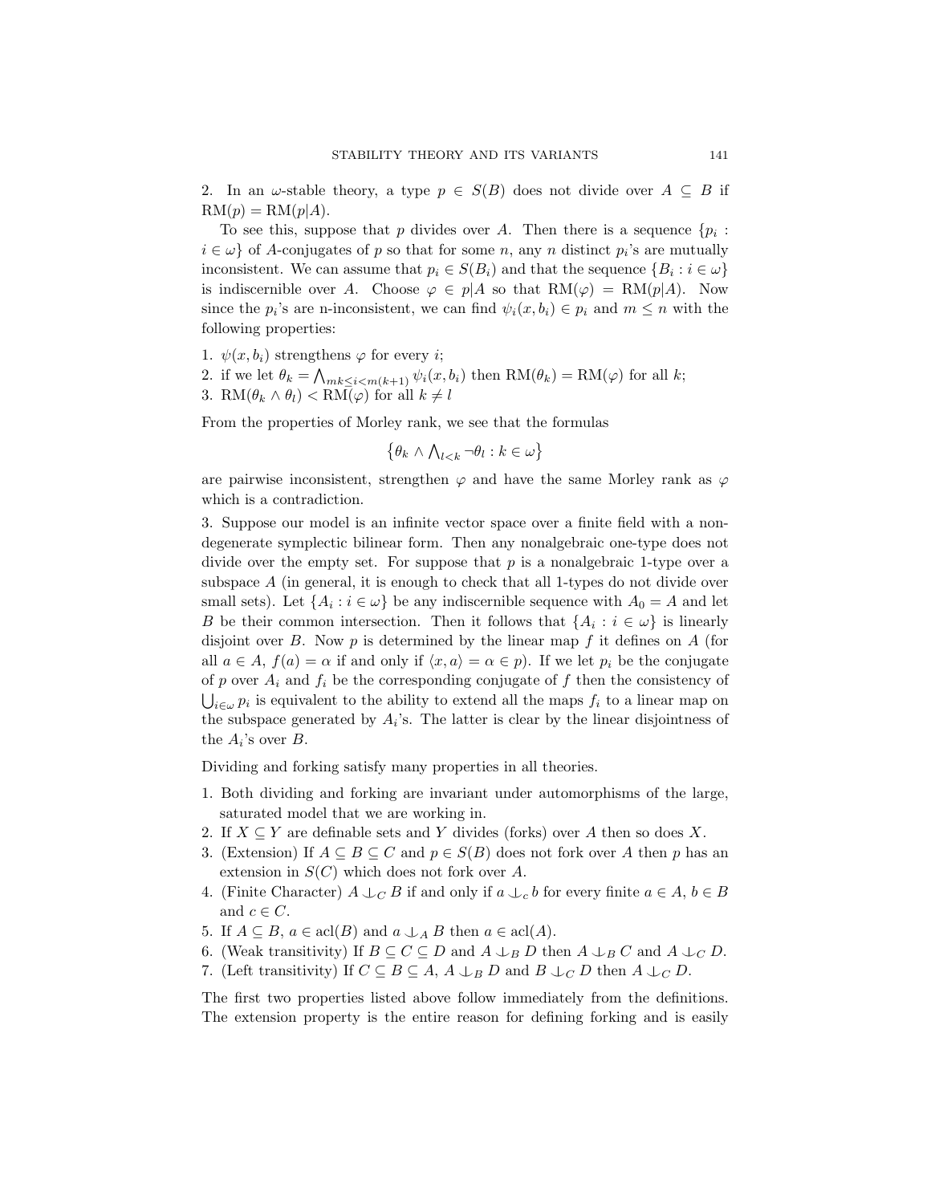2. In an $\omega$-stable theory, a type $p \in S(B)$ does not divide over $A \subseteq B$ if $\mathrm{RM}(p) = \mathrm{RM}(p|A)$.

To see this, suppose that $p$ divides over $A$. Then there is a sequence $\{p_i : i \in \omega\}$ of $A$-conjugates of $p$ so that for some $n$, any $n$ distinct $p_i$'s are mutually inconsistent. We can assume that $p_i \in S(B_i)$ and that the sequence $\{B_i : i \in \omega\}$ is indiscernible over $A$. Choose $\varphi \in p|A$ so that $\mathrm{RM}(\varphi) = \mathrm{RM}(p|A)$. Now since the $p_i$'s are n-inconsistent, we can find $\psi_i(x, b_i) \in p_i$ and $m \leq n$ with the following properties:

1. $\psi(x, b_i)$ strengthens $\varphi$ for every $i$;
2. if we let $\theta_k = \bigwedge_{mk \leq i < m(k+1)} \psi_i(x, b_i)$ then $\mathrm{RM}(\theta_k) = \mathrm{RM}(\varphi)$ for all $k$;
3. $\mathrm{RM}(\theta_k \wedge \theta_l) < \mathrm{RM}(\varphi)$ for all $k \neq l$

From the properties of Morley rank, we see that the formulas

$$\left\{\theta_k \wedge \bigwedge_{l<k} \neg\theta_l : k \in \omega\right\}$$

are pairwise inconsistent, strengthen $\varphi$ and have the same Morley rank as $\varphi$ which is a contradiction.

3. Suppose our model is an infinite vector space over a finite field with a non-degenerate symplectic bilinear form. Then any nonalgebraic one-type does not divide over the empty set. For suppose that $p$ is a nonalgebraic 1-type over a subspace $A$ (in general, it is enough to check that all 1-types do not divide over small sets). Let $\{A_i : i \in \omega\}$ be any indiscernible sequence with $A_0 = A$ and let $B$ be their common intersection. Then it follows that $\{A_i : i \in \omega\}$ is linearly disjoint over $B$. Now $p$ is determined by the linear map $f$ it defines on $A$ (for all $a \in A$, $f(a) = \alpha$ if and only if $\langle x, a\rangle = \alpha \in p$). If we let $p_i$ be the conjugate of $p$ over $A_i$ and $f_i$ be the corresponding conjugate of $f$ then the consistency of $\bigcup_{i\in\omega} p_i$ is equivalent to the ability to extend all the maps $f_i$ to a linear map on the subspace generated by $A_i$'s. The latter is clear by the linear disjointness of the $A_i$'s over $B$.

Dividing and forking satisfy many properties in all theories.

1. Both dividing and forking are invariant under automorphisms of the large, saturated model that we are working in.
2. If $X \subseteq Y$ are definable sets and $Y$ divides (forks) over $A$ then so does $X$.
3. (Extension) If $A \subseteq B \subseteq C$ and $p \in S(B)$ does not fork over $A$ then $p$ has an extension in $S(C)$ which does not fork over $A$.
4. (Finite Character) $A \perp_C B$ if and only if $a \perp_c b$ for every finite $a \in A$, $b \in B$ and $c \in C$.
5. If $A \subseteq B$, $a \in \mathrm{acl}(B)$ and $a \perp_A B$ then $a \in \mathrm{acl}(A)$.
6. (Weak transitivity) If $B \subseteq C \subseteq D$ and $A \perp_B D$ then $A \perp_B C$ and $A \perp_C D$.
7. (Left transitivity) If $C \subseteq B \subseteq A$, $A \perp_B D$ and $B \perp_C D$ then $A \perp_C D$.

The first two properties listed above follow immediately from the definitions. The extension property is the entire reason for defining forking and is easily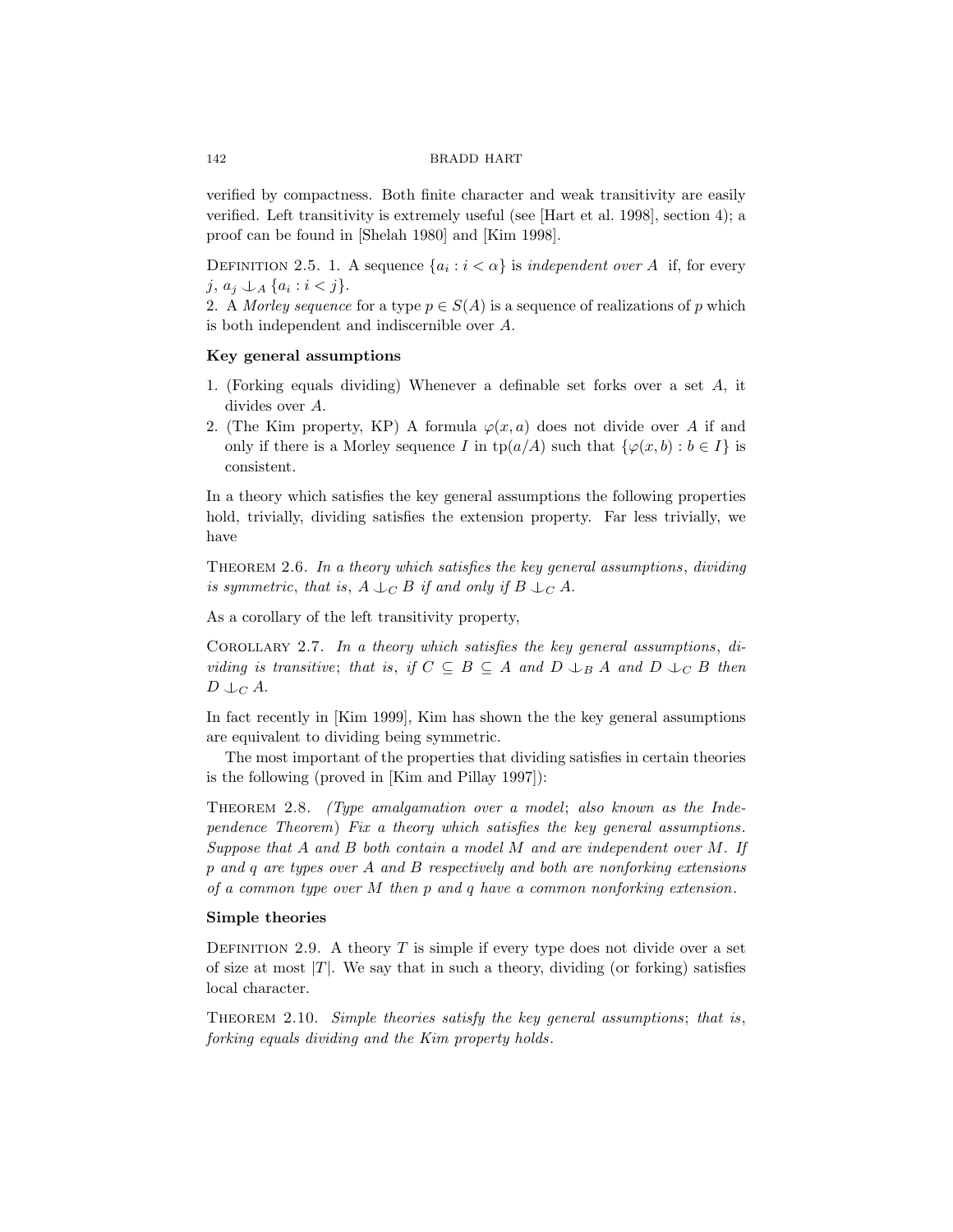verified by compactness. Both finite character and weak transitivity are easily verified. Left transitivity is extremely useful (see [Hart et al. 1998], section 4); a proof can be found in [Shelah 1980] and [Kim 1998].

DEFINITION 2.5. 1. A sequence $\{a_i : i < \alpha\}$ is *independent over $A$* if, for every $j$, $a_j \perp_A \{a_i : i < j\}$.
2. A *Morley sequence* for a type $p \in S(A)$ is a sequence of realizations of $p$ which is both independent and indiscernible over $A$.

**Key general assumptions**

1. (Forking equals dividing) Whenever a definable set forks over a set $A$, it divides over $A$.
2. (The Kim property, KP) A formula $\varphi(x, a)$ does not divide over $A$ if and only if there is a Morley sequence $I$ in $\mathrm{tp}(a/A)$ such that $\{\varphi(x, b) : b \in I\}$ is consistent.

In a theory which satisfies the key general assumptions the following properties hold, trivially, dividing satisfies the extension property. Far less trivially, we have

THEOREM 2.6. *In a theory which satisfies the key general assumptions, dividing is symmetric, that is, $A \perp_C B$ if and only if $B \perp_C A$.*

As a corollary of the left transitivity property,

COROLLARY 2.7. *In a theory which satisfies the key general assumptions, dividing is transitive; that is, if $C \subseteq B \subseteq A$ and $D \perp_B A$ and $D \perp_C B$ then $D \perp_C A$.*

In fact recently in [Kim 1999], Kim has shown the the key general assumptions are equivalent to dividing being symmetric.

The most important of the properties that dividing satisfies in certain theories is the following (proved in [Kim and Pillay 1997]):

THEOREM 2.8. *(Type amalgamation over a model; also known as the Independence Theorem) Fix a theory which satisfies the key general assumptions. Suppose that $A$ and $B$ both contain a model $M$ and are independent over $M$. If $p$ and $q$ are types over $A$ and $B$ respectively and both are nonforking extensions of a common type over $M$ then $p$ and $q$ have a common nonforking extension.*

**Simple theories**

DEFINITION 2.9. A theory $T$ is simple if every type does not divide over a set of size at most $|T|$. We say that in such a theory, dividing (or forking) satisfies local character.

THEOREM 2.10. *Simple theories satisfy the key general assumptions; that is, forking equals dividing and the Kim property holds.*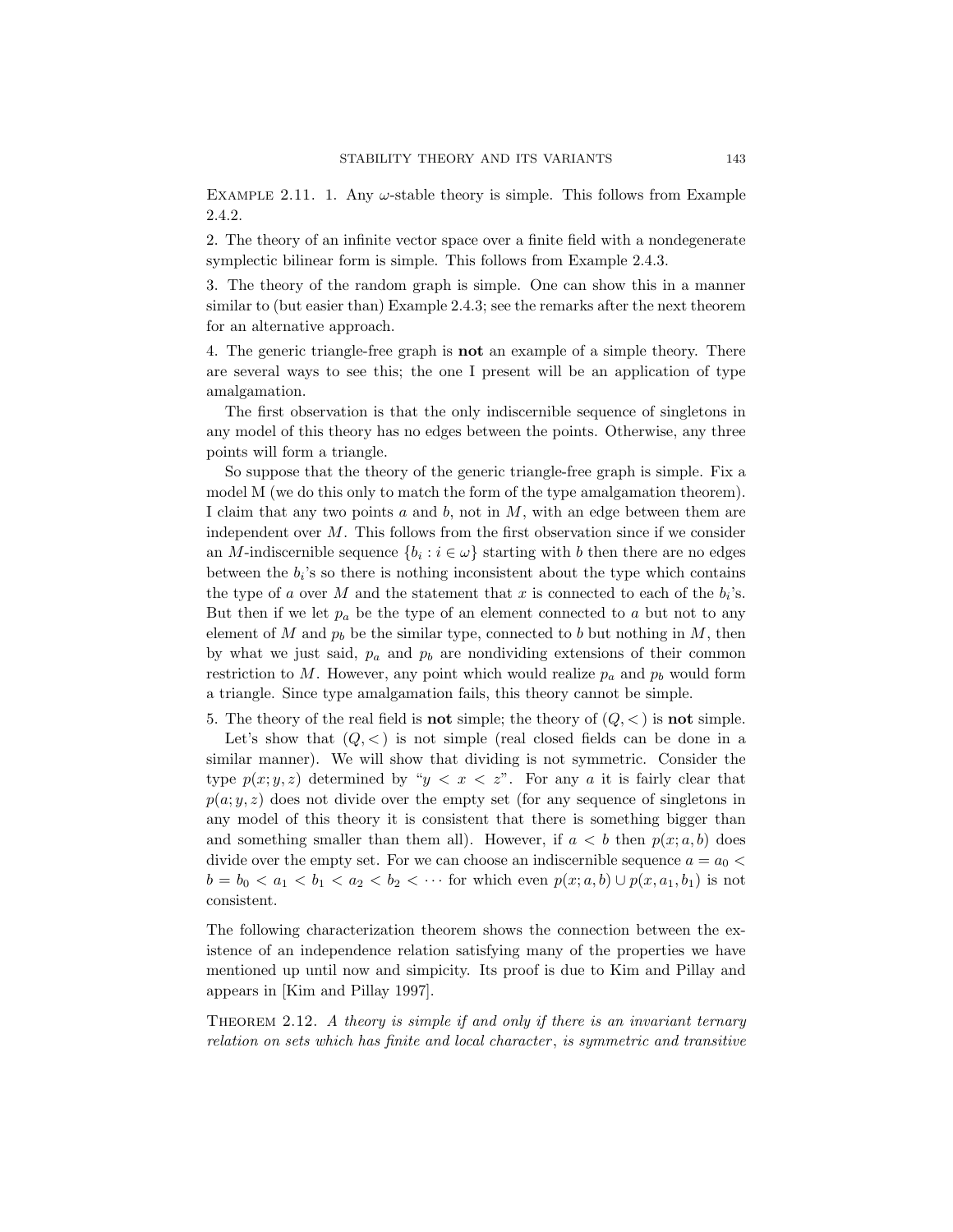Example 2.11. 1. Any $\omega$-stable theory is simple. This follows from Example 2.4.2.

2. The theory of an infinite vector space over a finite field with a nondegenerate symplectic bilinear form is simple. This follows from Example 2.4.3.

3. The theory of the random graph is simple. One can show this in a manner similar to (but easier than) Example 2.4.3; see the remarks after the next theorem for an alternative approach.

4. The generic triangle-free graph is **not** an example of a simple theory. There are several ways to see this; the one I present will be an application of type amalgamation.

The first observation is that the only indiscernible sequence of singletons in any model of this theory has no edges between the points. Otherwise, any three points will form a triangle.

So suppose that the theory of the generic triangle-free graph is simple. Fix a model M (we do this only to match the form of the type amalgamation theorem). I claim that any two points $a$ and $b$, not in $M$, with an edge between them are independent over $M$. This follows from the first observation since if we consider an $M$-indiscernible sequence $\{b_i : i \in \omega\}$ starting with $b$ then there are no edges between the $b_i$'s so there is nothing inconsistent about the type which contains the type of $a$ over $M$ and the statement that $x$ is connected to each of the $b_i$'s. But then if we let $p_a$ be the type of an element connected to $a$ but not to any element of $M$ and $p_b$ be the similar type, connected to $b$ but nothing in $M$, then by what we just said, $p_a$ and $p_b$ are nondividing extensions of their common restriction to $M$. However, any point which would realize $p_a$ and $p_b$ would form a triangle. Since type amalgamation fails, this theory cannot be simple.

5. The theory of the real field is **not** simple; the theory of $(Q, <)$ is **not** simple.

Let's show that $(Q, <)$ is not simple (real closed fields can be done in a similar manner). We will show that dividing is not symmetric. Consider the type $p(x; y, z)$ determined by "$y < x < z$". For any $a$ it is fairly clear that $p(a; y, z)$ does not divide over the empty set (for any sequence of singletons in any model of this theory it is consistent that there is something bigger than and something smaller than them all). However, if $a < b$ then $p(x; a, b)$ does divide over the empty set. For we can choose an indiscernible sequence $a = a_0 < b = b_0 < a_1 < b_1 < a_2 < b_2 < \cdots$ for which even $p(x; a, b) \cup p(x, a_1, b_1)$ is not consistent.

The following characterization theorem shows the connection between the existence of an independence relation satisfying many of the properties we have mentioned up until now and simpicity. Its proof is due to Kim and Pillay and appears in [Kim and Pillay 1997].

Theorem 2.12. *A theory is simple if and only if there is an invariant ternary relation on sets which has finite and local character, is symmetric and transitive*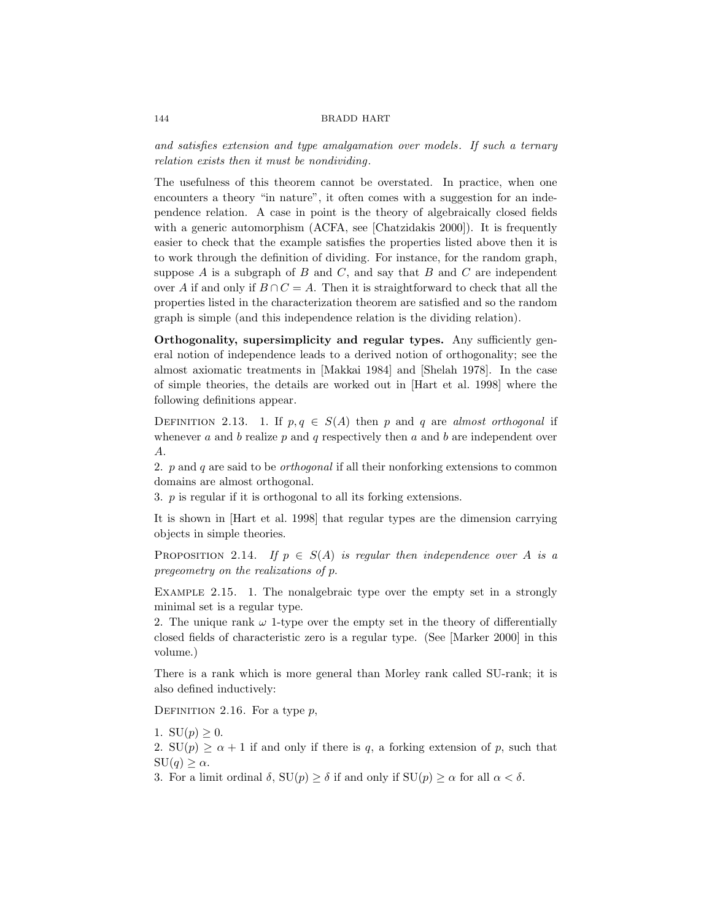*and satisfies extension and type amalgamation over models. If such a ternary relation exists then it must be nondividing.*

The usefulness of this theorem cannot be overstated. In practice, when one encounters a theory "in nature", it often comes with a suggestion for an independence relation. A case in point is the theory of algebraically closed fields with a generic automorphism (ACFA, see [Chatzidakis 2000]). It is frequently easier to check that the example satisfies the properties listed above then it is to work through the definition of dividing. For instance, for the random graph, suppose $A$ is a subgraph of $B$ and $C$, and say that $B$ and $C$ are independent over $A$ if and only if $B \cap C = A$. Then it is straightforward to check that all the properties listed in the characterization theorem are satisfied and so the random graph is simple (and this independence relation is the dividing relation).

**Orthogonality, supersimplicity and regular types.** Any sufficiently general notion of independence leads to a derived notion of orthogonality; see the almost axiomatic treatments in [Makkai 1984] and [Shelah 1978]. In the case of simple theories, the details are worked out in [Hart et al. 1998] where the following definitions appear.

Definition 2.13. 1. If $p, q \in S(A)$ then $p$ and $q$ are *almost orthogonal* if whenever $a$ and $b$ realize $p$ and $q$ respectively then $a$ and $b$ are independent over $A$.
2. $p$ and $q$ are said to be *orthogonal* if all their nonforking extensions to common domains are almost orthogonal.
3. $p$ is regular if it is orthogonal to all its forking extensions.

It is shown in [Hart et al. 1998] that regular types are the dimension carrying objects in simple theories.

Proposition 2.14. *If $p \in S(A)$ is regular then independence over $A$ is a pregeometry on the realizations of $p$.*

Example 2.15. 1. The nonalgebraic type over the empty set in a strongly minimal set is a regular type.
2. The unique rank $\omega$ 1-type over the empty set in the theory of differentially closed fields of characteristic zero is a regular type. (See [Marker 2000] in this volume.)

There is a rank which is more general than Morley rank called SU-rank; it is also defined inductively:

Definition 2.16. For a type $p$,

1. $\mathrm{SU}(p) \geq 0$.
2. $\mathrm{SU}(p) \geq \alpha + 1$ if and only if there is $q$, a forking extension of $p$, such that $\mathrm{SU}(q) \geq \alpha$.
3. For a limit ordinal $\delta$, $\mathrm{SU}(p) \geq \delta$ if and only if $\mathrm{SU}(p) \geq \alpha$ for all $\alpha < \delta$.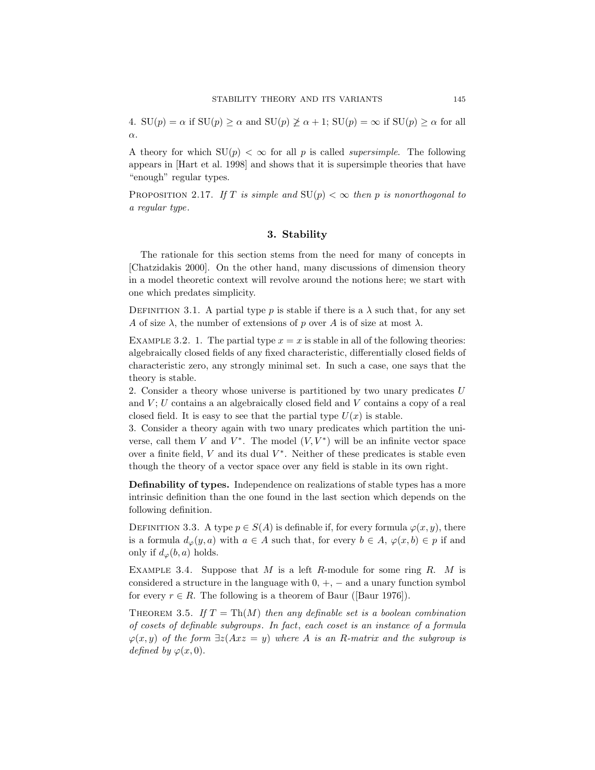4. $\mathrm{SU}(p) = \alpha$ if $\mathrm{SU}(p) \geq \alpha$ and $\mathrm{SU}(p) \not\geq \alpha + 1$; $\mathrm{SU}(p) = \infty$ if $\mathrm{SU}(p) \geq \alpha$ for all $\alpha$.

A theory for which $\mathrm{SU}(p) < \infty$ for all $p$ is called *supersimple*. The following appears in [Hart et al. 1998] and shows that it is supersimple theories that have "enough" regular types.

PROPOSITION 2.17. *If $T$ is simple and $\mathrm{SU}(p) < \infty$ then $p$ is nonorthogonal to a regular type.*

## 3. Stability

The rationale for this section stems from the need for many of concepts in [Chatzidakis 2000]. On the other hand, many discussions of dimension theory in a model theoretic context will revolve around the notions here; we start with one which predates simplicity.

DEFINITION 3.1. A partial type $p$ is stable if there is a $\lambda$ such that, for any set $A$ of size $\lambda$, the number of extensions of $p$ over $A$ is of size at most $\lambda$.

EXAMPLE 3.2. 1. The partial type $x = x$ is stable in all of the following theories: algebraically closed fields of any fixed characteristic, differentially closed fields of characteristic zero, any strongly minimal set. In such a case, one says that the theory is stable.
2. Consider a theory whose universe is partitioned by two unary predicates $U$ and $V$; $U$ contains a an algebraically closed field and $V$ contains a copy of a real closed field. It is easy to see that the partial type $U(x)$ is stable.
3. Consider a theory again with two unary predicates which partition the universe, call them $V$ and $V^*$. The model $(V, V^*)$ will be an infinite vector space over a finite field, $V$ and its dual $V^*$. Neither of these predicates is stable even though the theory of a vector space over any field is stable in its own right.

**Definability of types.** Independence on realizations of stable types has a more intrinsic definition than the one found in the last section which depends on the following definition.

DEFINITION 3.3. A type $p \in S(A)$ is definable if, for every formula $\varphi(x, y)$, there is a formula $d_\varphi(y, a)$ with $a \in A$ such that, for every $b \in A$, $\varphi(x, b) \in p$ if and only if $d_\varphi(b, a)$ holds.

EXAMPLE 3.4. Suppose that $M$ is a left $R$-module for some ring $R$. $M$ is considered a structure in the language with $0$, $+$, $-$ and a unary function symbol for every $r \in R$. The following is a theorem of Baur ([Baur 1976]).

THEOREM 3.5. *If $T = \mathrm{Th}(M)$ then any definable set is a boolean combination of cosets of definable subgroups. In fact, each coset is an instance of a formula $\varphi(x, y)$ of the form $\exists z(Axz = y)$ where $A$ is an $R$-matrix and the subgroup is defined by $\varphi(x, 0)$.*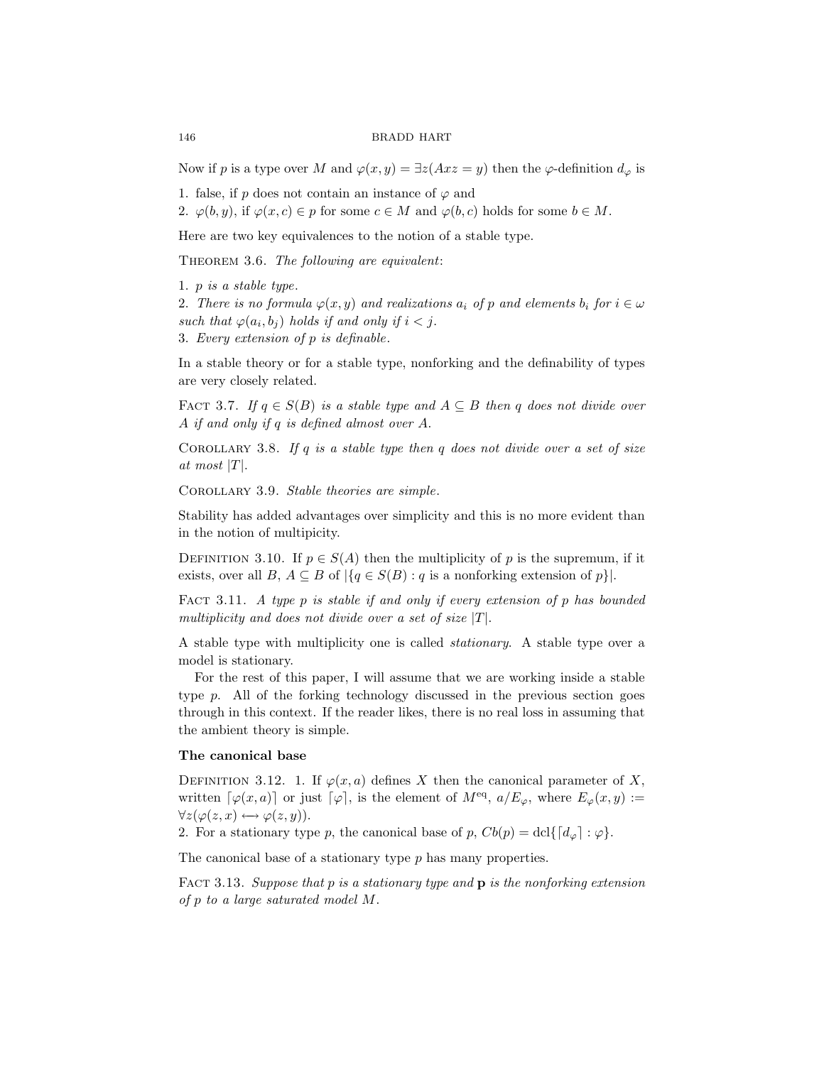Now if $p$ is a type over $M$ and $\varphi(x,y) = \exists z(Axz = y)$ then the $\varphi$-definition $d_\varphi$ is

1. false, if $p$ does not contain an instance of $\varphi$ and
2. $\varphi(b,y)$, if $\varphi(x,c) \in p$ for some $c \in M$ and $\varphi(b,c)$ holds for some $b \in M$.

Here are two key equivalences to the notion of a stable type.

THEOREM 3.6. *The following are equivalent*:

1. *$p$ is a stable type.*
2. *There is no formula $\varphi(x,y)$ and realizations $a_i$ of $p$ and elements $b_i$ for $i \in \omega$ such that $\varphi(a_i, b_j)$ holds if and only if $i < j$.*
3. *Every extension of $p$ is definable.*

In a stable theory or for a stable type, nonforking and the definability of types are very closely related.

FACT 3.7. *If $q \in S(B)$ is a stable type and $A \subseteq B$ then $q$ does not divide over $A$ if and only if $q$ is defined almost over $A$.*

COROLLARY 3.8. *If $q$ is a stable type then $q$ does not divide over a set of size at most $|T|$.*

COROLLARY 3.9. *Stable theories are simple.*

Stability has added advantages over simplicity and this is no more evident than in the notion of multipicity.

DEFINITION 3.10. If $p \in S(A)$ then the multiplicity of $p$ is the supremum, if it exists, over all $B$, $A \subseteq B$ of $|\{q \in S(B) : q \text{ is a nonforking extension of } p\}|$.

FACT 3.11. *A type $p$ is stable if and only if every extension of $p$ has bounded multiplicity and does not divide over a set of size $|T|$.*

A stable type with multiplicity one is called *stationary*. A stable type over a model is stationary.

For the rest of this paper, I will assume that we are working inside a stable type $p$. All of the forking technology discussed in the previous section goes through in this context. If the reader likes, there is no real loss in assuming that the ambient theory is simple.

**The canonical base**

DEFINITION 3.12. 1. If $\varphi(x,a)$ defines $X$ then the canonical parameter of $X$, written $\ulcorner \varphi(x,a) \urcorner$ or just $\ulcorner \varphi \urcorner$, is the element of $M^{\text{eq}}$, $a/E_\varphi$, where $E_\varphi(x,y) := \forall z(\varphi(z,x) \longleftrightarrow \varphi(z,y))$.
2. For a stationary type $p$, the canonical base of $p$, $Cb(p) = \text{dcl}\{\ulcorner d_\varphi \urcorner : \varphi\}$.

The canonical base of a stationary type $p$ has many properties.

FACT 3.13. *Suppose that $p$ is a stationary type and **p** is the nonforking extension of $p$ to a large saturated model $M$.*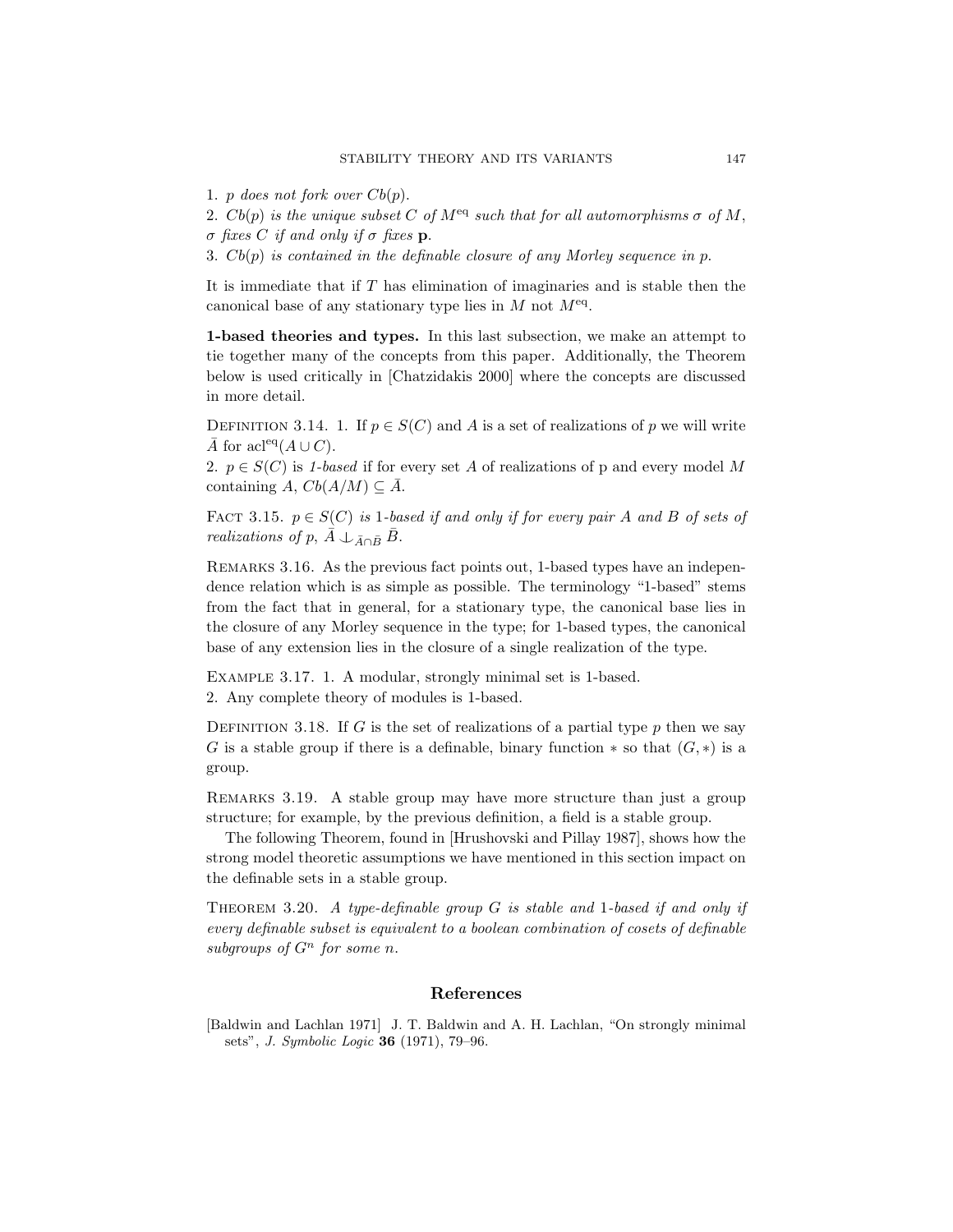1. *$p$ does not fork over $Cb(p)$.*
2. *$Cb(p)$ is the unique subset $C$ of $M^{\text{eq}}$ such that for all automorphisms $\sigma$ of $M$, $\sigma$ fixes $C$ if and only if $\sigma$ fixes* $\mathbf{p}$.
3. *$Cb(p)$ is contained in the definable closure of any Morley sequence in $p$.*

It is immediate that if $T$ has elimination of imaginaries and is stable then the canonical base of any stationary type lies in $M$ not $M^{\text{eq}}$.

**1-based theories and types.** In this last subsection, we make an attempt to tie together many of the concepts from this paper. Additionally, the Theorem below is used critically in [Chatzidakis 2000] where the concepts are discussed in more detail.

DEFINITION 3.14. 1. If $p \in S(C)$ and $A$ is a set of realizations of $p$ we will write $\bar{A}$ for $\text{acl}^{\text{eq}}(A \cup C)$.
2. $p \in S(C)$ is *1-based* if for every set $A$ of realizations of p and every model $M$ containing $A$, $Cb(A/M) \subseteq \bar{A}$.

FACT 3.15. *$p \in S(C)$ is 1-based if and only if for every pair $A$ and $B$ of sets of realizations of $p$, $\bar{A} \perp_{\bar{A} \cap \bar{B}} \bar{B}$.*

REMARKS 3.16. As the previous fact points out, 1-based types have an independence relation which is as simple as possible. The terminology "1-based" stems from the fact that in general, for a stationary type, the canonical base lies in the closure of any Morley sequence in the type; for 1-based types, the canonical base of any extension lies in the closure of a single realization of the type.

EXAMPLE 3.17. 1. A modular, strongly minimal set is 1-based.
2. Any complete theory of modules is 1-based.

DEFINITION 3.18. If $G$ is the set of realizations of a partial type $p$ then we say $G$ is a stable group if there is a definable, binary function $*$ so that $(G, *)$ is a group.

REMARKS 3.19. A stable group may have more structure than just a group structure; for example, by the previous definition, a field is a stable group.

The following Theorem, found in [Hrushovski and Pillay 1987], shows how the strong model theoretic assumptions we have mentioned in this section impact on the definable sets in a stable group.

THEOREM 3.20. *A type-definable group $G$ is stable and 1-based if and only if every definable subset is equivalent to a boolean combination of cosets of definable subgroups of $G^n$ for some $n$.*

## References

[Baldwin and Lachlan 1971] J. T. Baldwin and A. H. Lachlan, "On strongly minimal sets", *J. Symbolic Logic* **36** (1971), 79–96.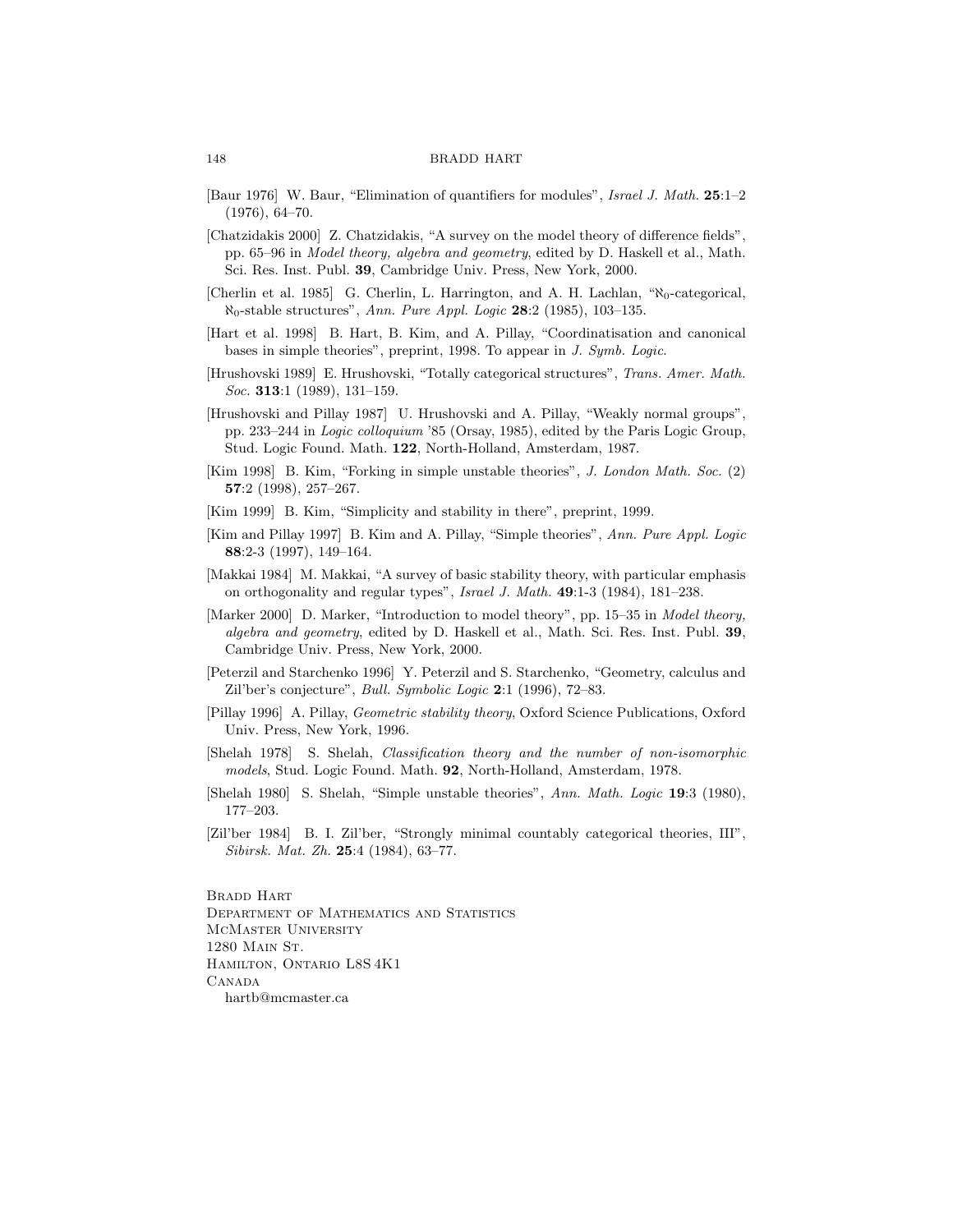[Baur 1976] W. Baur, "Elimination of quantifiers for modules", *Israel J. Math.* **25**:1–2 (1976), 64–70.

[Chatzidakis 2000] Z. Chatzidakis, "A survey on the model theory of difference fields", pp. 65–96 in *Model theory, algebra and geometry*, edited by D. Haskell et al., Math. Sci. Res. Inst. Publ. **39**, Cambridge Univ. Press, New York, 2000.

[Cherlin et al. 1985] G. Cherlin, L. Harrington, and A. H. Lachlan, "$\aleph_0$-categorical, $\aleph_0$-stable structures", *Ann. Pure Appl. Logic* **28**:2 (1985), 103–135.

[Hart et al. 1998] B. Hart, B. Kim, and A. Pillay, "Coordinatisation and canonical bases in simple theories", preprint, 1998. To appear in *J. Symb. Logic*.

[Hrushovski 1989] E. Hrushovski, "Totally categorical structures", *Trans. Amer. Math. Soc.* **313**:1 (1989), 131–159.

[Hrushovski and Pillay 1987] U. Hrushovski and A. Pillay, "Weakly normal groups", pp. 233–244 in *Logic colloquium '85* (Orsay, 1985), edited by the Paris Logic Group, Stud. Logic Found. Math. **122**, North-Holland, Amsterdam, 1987.

[Kim 1998] B. Kim, "Forking in simple unstable theories", *J. London Math. Soc.* (2) **57**:2 (1998), 257–267.

[Kim 1999] B. Kim, "Simplicity and stability in there", preprint, 1999.

[Kim and Pillay 1997] B. Kim and A. Pillay, "Simple theories", *Ann. Pure Appl. Logic* **88**:2-3 (1997), 149–164.

[Makkai 1984] M. Makkai, "A survey of basic stability theory, with particular emphasis on orthogonality and regular types", *Israel J. Math.* **49**:1-3 (1984), 181–238.

[Marker 2000] D. Marker, "Introduction to model theory", pp. 15–35 in *Model theory, algebra and geometry*, edited by D. Haskell et al., Math. Sci. Res. Inst. Publ. **39**, Cambridge Univ. Press, New York, 2000.

[Peterzil and Starchenko 1996] Y. Peterzil and S. Starchenko, "Geometry, calculus and Zil'ber's conjecture", *Bull. Symbolic Logic* **2**:1 (1996), 72–83.

[Pillay 1996] A. Pillay, *Geometric stability theory*, Oxford Science Publications, Oxford Univ. Press, New York, 1996.

[Shelah 1978] S. Shelah, *Classification theory and the number of non-isomorphic models*, Stud. Logic Found. Math. **92**, North-Holland, Amsterdam, 1978.

[Shelah 1980] S. Shelah, "Simple unstable theories", *Ann. Math. Logic* **19**:3 (1980), 177–203.

[Zil'ber 1984] B. I. Zil'ber, "Strongly minimal countably categorical theories, III", *Sibirsk. Mat. Zh.* **25**:4 (1984), 63–77.

Bradd Hart
Department of Mathematics and Statistics
McMaster University
1280 Main St.
Hamilton, Ontario L8S 4K1
Canada
hartb@mcmaster.ca